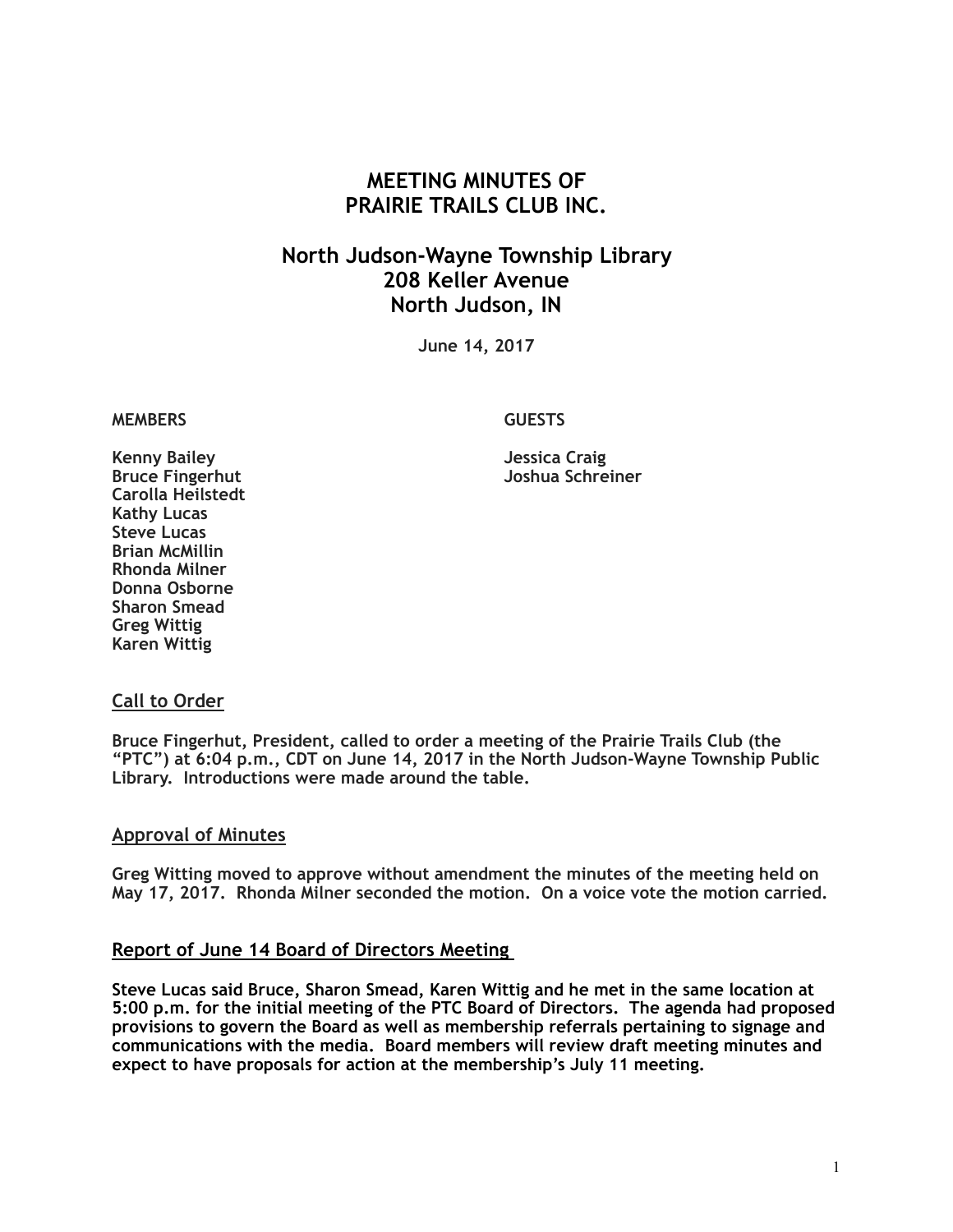# MEETING MINUTES OF PRAIRIE TRAILS CLUB INC.

## North Judson-Wayne Township Library
## 208 Keller Avenue
## North Judson, IN

**June 14, 2017**

| MEMBERS | GUESTS |
|---|---|
| Kenny Bailey | Jessica Craig |
| Bruce Fingerhut | Joshua Schreiner |
| Carolla Heilstedt | |
| Kathy Lucas | |
| Steve Lucas | |
| Brian McMillin | |
| Rhonda Milner | |
| Donna Osborne | |
| Sharon Smead | |
| Greg Wittig | |
| Karen Wittig | |

### Call to Order

Bruce Fingerhut, President, called to order a meeting of the Prairie Trails Club (the "PTC") at 6:04 p.m., CDT on June 14, 2017 in the North Judson-Wayne Township Public Library. Introductions were made around the table.

### Approval of Minutes

Greg Witting moved to approve without amendment the minutes of the meeting held on May 17, 2017. Rhonda Milner seconded the motion. On a voice vote the motion carried.

### Report of June 14 Board of Directors Meeting

Steve Lucas said Bruce, Sharon Smead, Karen Wittig and he met in the same location at 5:00 p.m. for the initial meeting of the PTC Board of Directors. The agenda had proposed provisions to govern the Board as well as membership referrals pertaining to signage and communications with the media. Board members will review draft meeting minutes and expect to have proposals for action at the membership's July 11 meeting.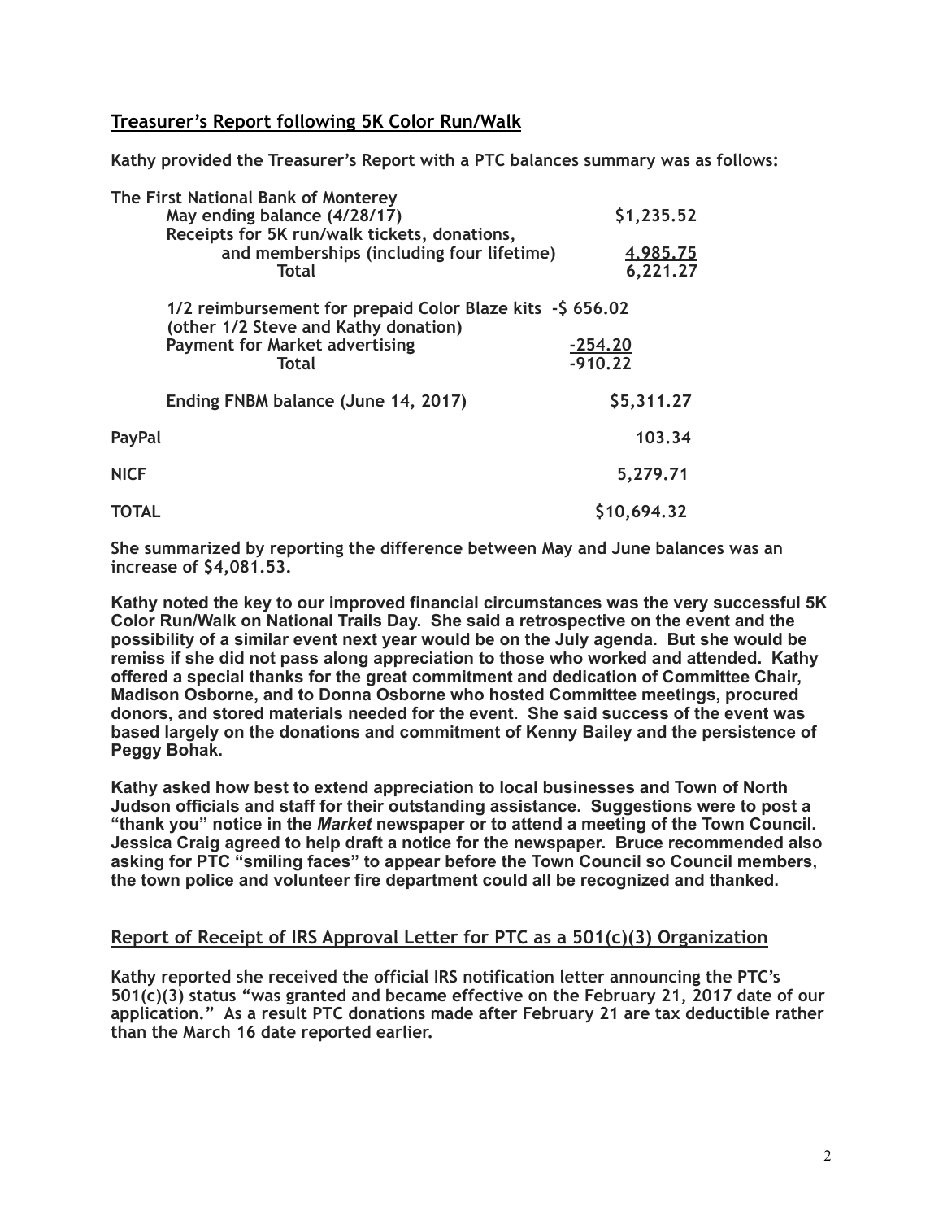## Treasurer's Report following 5K Color Run/Walk

**Kathy provided the Treasurer's Report with a PTC balances summary was as follows:**

| | |
|---|---|
| **The First National Bank of Monterey** | |
| **May ending balance (4/28/17)** | **$1,235.52** |
| **Receipts for 5K run/walk tickets, donations, and memberships (including four lifetime)** | **4,985.75** |
| **Total** | **6,221.27** |
| **1/2 reimbursement for prepaid Color Blaze kits (other 1/2 Steve and Kathy donation)** | **-$ 656.02** |
| **Payment for Market advertising** | **-254.20** |
| **Total** | **-910.22** |
| **Ending FNBM balance (June 14, 2017)** | **$5,311.27** |
| **PayPal** | **103.34** |
| **NICF** | **5,279.71** |
| **TOTAL** | **$10,694.32** |

**She summarized by reporting the difference between May and June balances was an increase of $4,081.53.**

**Kathy noted the key to our improved financial circumstances was the very successful 5K Color Run/Walk on National Trails Day. She said a retrospective on the event and the possibility of a similar event next year would be on the July agenda. But she would be remiss if she did not pass along appreciation to those who worked and attended. Kathy offered a special thanks for the great commitment and dedication of Committee Chair, Madison Osborne, and to Donna Osborne who hosted Committee meetings, procured donors, and stored materials needed for the event. She said success of the event was based largely on the donations and commitment of Kenny Bailey and the persistence of Peggy Bohak.**

**Kathy asked how best to extend appreciation to local businesses and Town of North Judson officials and staff for their outstanding assistance. Suggestions were to post a "thank you" notice in the *Market* newspaper or to attend a meeting of the Town Council. Jessica Craig agreed to help draft a notice for the newspaper. Bruce recommended also asking for PTC "smiling faces" to appear before the Town Council so Council members, the town police and volunteer fire department could all be recognized and thanked.**

## Report of Receipt of IRS Approval Letter for PTC as a 501(c)(3) Organization

**Kathy reported she received the official IRS notification letter announcing the PTC's 501(c)(3) status "was granted and became effective on the February 21, 2017 date of our application." As a result PTC donations made after February 21 are tax deductible rather than the March 16 date reported earlier.**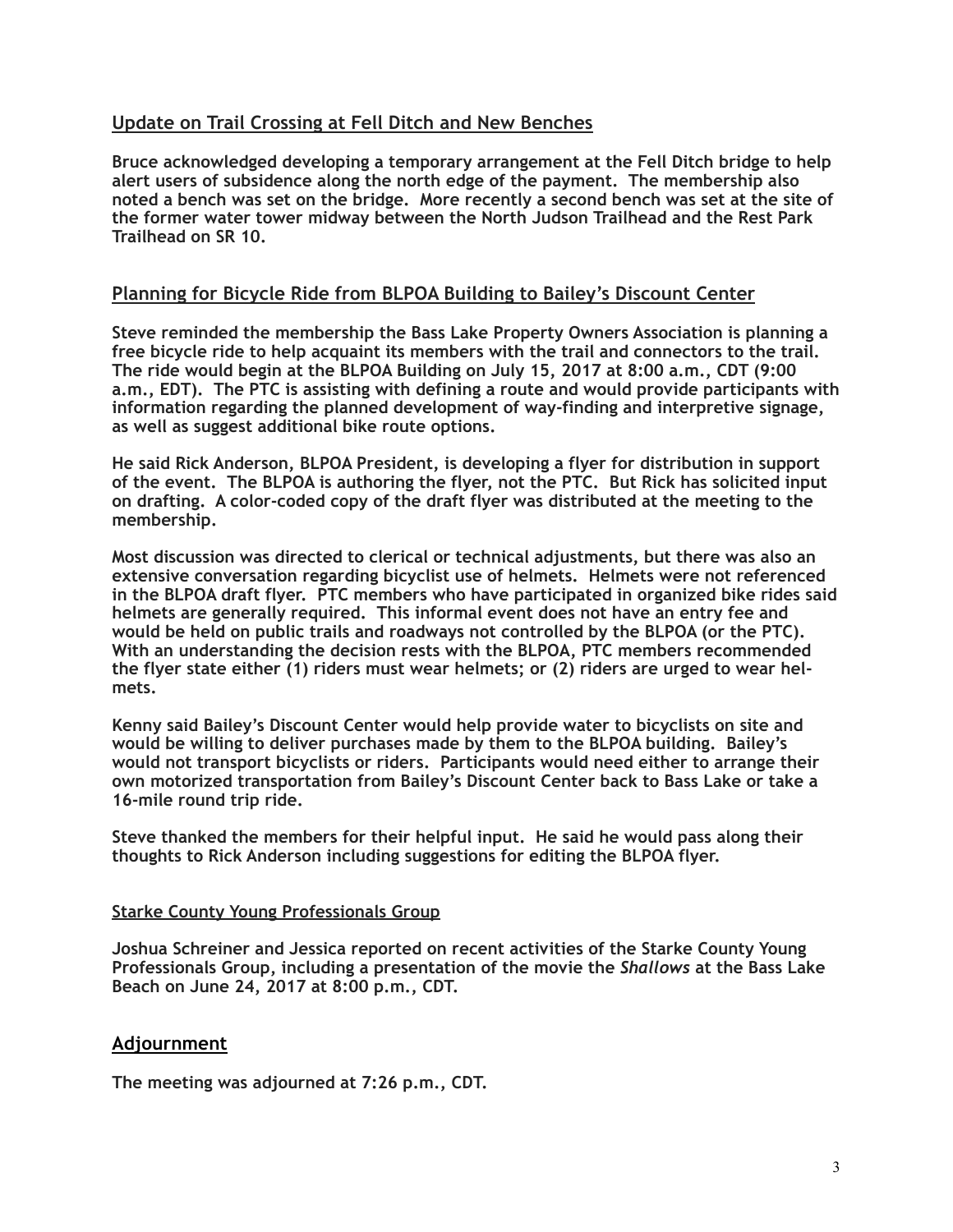## Update on Trail Crossing at Fell Ditch and New Benches

**Bruce acknowledged developing a temporary arrangement at the Fell Ditch bridge to help alert users of subsidence along the north edge of the payment. The membership also noted a bench was set on the bridge. More recently a second bench was set at the site of the former water tower midway between the North Judson Trailhead and the Rest Park Trailhead on SR 10.**

## Planning for Bicycle Ride from BLPOA Building to Bailey's Discount Center

**Steve reminded the membership the Bass Lake Property Owners Association is planning a free bicycle ride to help acquaint its members with the trail and connectors to the trail. The ride would begin at the BLPOA Building on July 15, 2017 at 8:00 a.m., CDT (9:00 a.m., EDT). The PTC is assisting with defining a route and would provide participants with information regarding the planned development of way-finding and interpretive signage, as well as suggest additional bike route options.**

**He said Rick Anderson, BLPOA President, is developing a flyer for distribution in support of the event. The BLPOA is authoring the flyer, not the PTC. But Rick has solicited input on drafting. A color-coded copy of the draft flyer was distributed at the meeting to the membership.**

**Most discussion was directed to clerical or technical adjustments, but there was also an extensive conversation regarding bicyclist use of helmets. Helmets were not referenced in the BLPOA draft flyer. PTC members who have participated in organized bike rides said helmets are generally required. This informal event does not have an entry fee and would be held on public trails and roadways not controlled by the BLPOA (or the PTC). With an understanding the decision rests with the BLPOA, PTC members recommended the flyer state either (1) riders must wear helmets; or (2) riders are urged to wear helmets.**

**Kenny said Bailey's Discount Center would help provide water to bicyclists on site and would be willing to deliver purchases made by them to the BLPOA building. Bailey's would not transport bicyclists or riders. Participants would need either to arrange their own motorized transportation from Bailey's Discount Center back to Bass Lake or take a 16-mile round trip ride.**

**Steve thanked the members for their helpful input. He said he would pass along their thoughts to Rick Anderson including suggestions for editing the BLPOA flyer.**

### Starke County Young Professionals Group

**Joshua Schreiner and Jessica reported on recent activities of the Starke County Young Professionals Group, including a presentation of the movie the *Shallows* at the Bass Lake Beach on June 24, 2017 at 8:00 p.m., CDT.**

## Adjournment

**The meeting was adjourned at 7:26 p.m., CDT.**